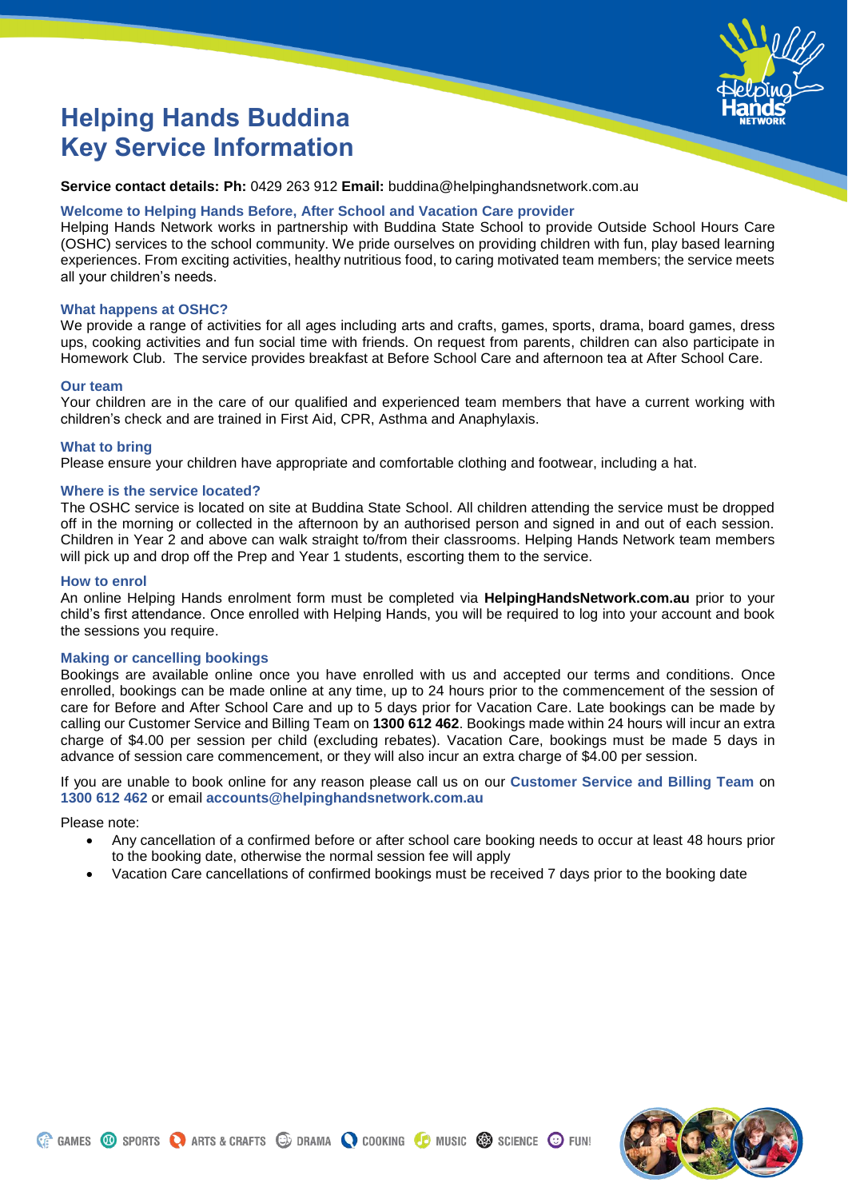# Helping Hands Buddina Key Service Information

**Service contact details: Ph:** 0429 263 912 **Email:** buddina@helpinghandsnetwork.com.au

### Welcome to Helping Hands Before, After School and Vacation Care provider

Helping Hands Network works in partnership with Buddina State School to provide Outside School Hours Care (OSHC) services to the school community. We pride ourselves on providing children with fun, play based learning experiences. From exciting activities, healthy nutritious food, to caring motivated team members; the service meets all your children's needs.

### What happens at OSHC?

We provide a range of activities for all ages including arts and crafts, games, sports, drama, board games, dress ups, cooking activities and fun social time with friends. On request from parents, children can also participate in Homework Club. The service provides breakfast at Before School Care and afternoon tea at After School Care.

### Our team

Your children are in the care of our qualified and experienced team members that have a current working with children's check and are trained in First Aid, CPR, Asthma and Anaphylaxis.

### What to bring

Please ensure your children have appropriate and comfortable clothing and footwear, including a hat.

### Where is the service located?

The OSHC service is located on site at Buddina State School. All children attending the service must be dropped off in the morning or collected in the afternoon by an authorised person and signed in and out of each session. Children in Year 2 and above can walk straight to/from their classrooms. Helping Hands Network team members will pick up and drop off the Prep and Year 1 students, escorting them to the service.

### How to enrol

An online Helping Hands enrolment form must be completed via **HelpingHandsNetwork.com.au** prior to your child's first attendance. Once enrolled with Helping Hands, you will be required to log into your account and book the sessions you require.

### Making or cancelling bookings

Bookings are available online once you have enrolled with us and accepted our terms and conditions. Once enrolled, bookings can be made online at any time, up to 24 hours prior to the commencement of the session of care for Before and After School Care and up to 5 days prior for Vacation Care. Late bookings can be made by calling our Customer Service and Billing Team on **1300 612 462**. Bookings made within 24 hours will incur an extra charge of $4.00 per session per child (excluding rebates). Vacation Care, bookings must be made 5 days in advance of session care commencement, or they will also incur an extra charge of $4.00 per session.

If you are unable to book online for any reason please call us on our **Customer Service and Billing Team** on **1300 612 462** or email **accounts@helpinghandsnetwork.com.au**

Please note:

- Any cancellation of a confirmed before or after school care booking needs to occur at least 48 hours prior to the booking date, otherwise the normal session fee will apply
- Vacation Care cancellations of confirmed bookings must be received 7 days prior to the booking date

GAMES · SPORTS · ARTS & CRAFTS · DRAMA · COOKING · MUSIC · SCIENCE · FUN!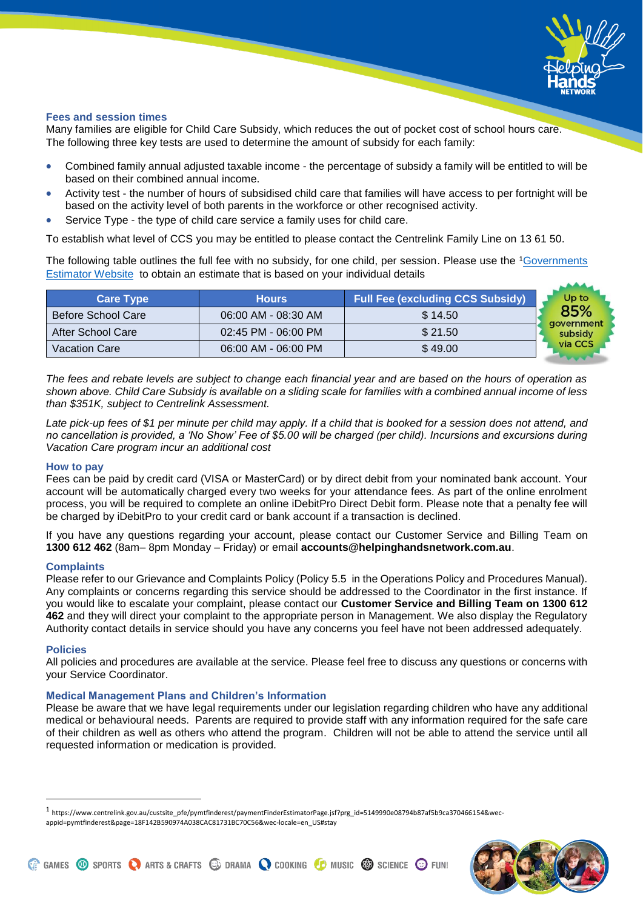## Fees and session times

Many families are eligible for Child Care Subsidy, which reduces the out of pocket cost of school hours care. The following three key tests are used to determine the amount of subsidy for each family:

- Combined family annual adjusted taxable income - the percentage of subsidy a family will be entitled to will be based on their combined annual income.
- Activity test - the number of hours of subsidised child care that families will have access to per fortnight will be based on the activity level of both parents in the workforce or other recognised activity.
- Service Type - the type of child care service a family uses for child care.

To establish what level of CCS you may be entitled to please contact the Centrelink Family Line on 13 61 50.

The following table outlines the full fee with no subsidy, for one child, per session. Please use the [1]Governments Estimator Website to obtain an estimate that is based on your individual details

| Care Type | Hours | Full Fee (excluding CCS Subsidy) |
|---|---|---|
| Before School Care | 06:00 AM - 08:30 AM | $ 14.50 |
| After School Care | 02:45 PM - 06:00 PM | $ 21.50 |
| Vacation Care | 06:00 AM - 06:00 PM | $ 49.00 |

Up to 85% government subsidy via CCS

*The fees and rebate levels are subject to change each financial year and are based on the hours of operation as shown above. Child Care Subsidy is available on a sliding scale for families with a combined annual income of less than $351K, subject to Centrelink Assessment.*

*Late pick-up fees of $1 per minute per child may apply. If a child that is booked for a session does not attend, and no cancellation is provided, a 'No Show' Fee of $5.00 will be charged (per child). Incursions and excursions during Vacation Care program incur an additional cost*

## How to pay

Fees can be paid by credit card (VISA or MasterCard) or by direct debit from your nominated bank account. Your account will be automatically charged every two weeks for your attendance fees. As part of the online enrolment process, you will be required to complete an online iDebitPro Direct Debit form. Please note that a penalty fee will be charged by iDebitPro to your credit card or bank account if a transaction is declined.

If you have any questions regarding your account, please contact our Customer Service and Billing Team on **1300 612 462** (8am– 8pm Monday – Friday) or email **accounts@helpinghandsnetwork.com.au**.

## Complaints

Please refer to our Grievance and Complaints Policy (Policy 5.5 in the Operations Policy and Procedures Manual). Any complaints or concerns regarding this service should be addressed to the Coordinator in the first instance. If you would like to escalate your complaint, please contact our **Customer Service and Billing Team on 1300 612 462** and they will direct your complaint to the appropriate person in Management. We also display the Regulatory Authority contact details in service should you have any concerns you feel have not been addressed adequately.

## Policies

All policies and procedures are available at the service. Please feel free to discuss any questions or concerns with your Service Coordinator.

## Medical Management Plans and Children's Information

Please be aware that we have legal requirements under our legislation regarding children who have any additional medical or behavioural needs. Parents are required to provide staff with any information required for the safe care of their children as well as others who attend the program. Children will not be able to attend the service until all requested information or medication is provided.

---

[1] https://www.centrelink.gov.au/custsite_pfe/pymtfinderest/paymentFinderEstimatorPage.jsf?prg_id=5149990e08794b87af5b9ca370466154&wec-appid=pymtfinderest&page=18F142B590974A038CAC81731BC70C56&wec-locale=en_US#stay

GAMES SPORTS ARTS & CRAFTS DRAMA COOKING MUSIC SCIENCE FUN!